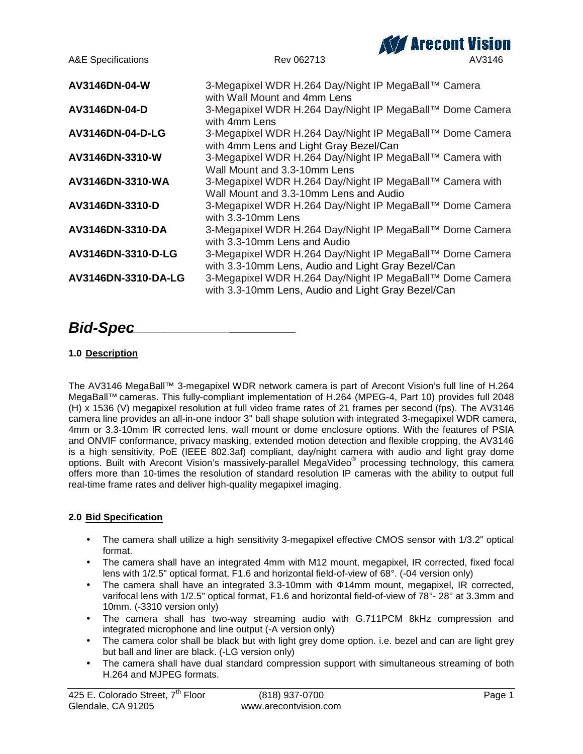| | |
|---|---|
| **AV3146DN-04-W** | 3-Megapixel WDR H.264 Day/Night IP MegaBall™ Camera with Wall Mount and 4mm Lens |
| **AV3146DN-04-D** | 3-Megapixel WDR H.264 Day/Night IP MegaBall™ Dome Camera with 4mm Lens |
| **AV3146DN-04-D-LG** | 3-Megapixel WDR H.264 Day/Night IP MegaBall™ Dome Camera with 4mm Lens and Light Gray Bezel/Can |
| **AV3146DN-3310-W** | 3-Megapixel WDR H.264 Day/Night IP MegaBall™ Camera with Wall Mount and 3.3-10mm Lens |
| **AV3146DN-3310-WA** | 3-Megapixel WDR H.264 Day/Night IP MegaBall™ Camera with Wall Mount and 3.3-10mm Lens and Audio |
| **AV3146DN-3310-D** | 3-Megapixel WDR H.264 Day/Night IP MegaBall™ Dome Camera with 3.3-10mm Lens |
| **AV3146DN-3310-DA** | 3-Megapixel WDR H.264 Day/Night IP MegaBall™ Dome Camera with 3.3-10mm Lens and Audio |
| **AV3146DN-3310-D-LG** | 3-Megapixel WDR H.264 Day/Night IP MegaBall™ Dome Camera with 3.3-10mm Lens, Audio and Light Gray Bezel/Can |
| **AV3146DN-3310-DA-LG** | 3-Megapixel WDR H.264 Day/Night IP MegaBall™ Dome Camera with 3.3-10mm Lens, Audio and Light Gray Bezel/Can |

# ***Bid-Spec***

### 1.0 Description

The AV3146 MegaBall™ 3-megapixel WDR network camera is part of Arecont Vision's full line of H.264 MegaBall™ cameras. This fully-compliant implementation of H.264 (MPEG-4, Part 10) provides full 2048 (H) x 1536 (V) megapixel resolution at full video frame rates of 21 frames per second (fps). The AV3146 camera line provides an all-in-one indoor 3" ball shape solution with integrated 3-megapixel WDR camera, 4mm or 3.3-10mm IR corrected lens, wall mount or dome enclosure options. With the features of PSIA and ONVIF conformance, privacy masking, extended motion detection and flexible cropping, the AV3146 is a high sensitivity, PoE (IEEE 802.3af) compliant, day/night camera with audio and light gray dome options. Built with Arecont Vision's massively-parallel MegaVideo® processing technology, this camera offers more than 10-times the resolution of standard resolution IP cameras with the ability to output full real-time frame rates and deliver high-quality megapixel imaging.

### 2.0 Bid Specification

- The camera shall utilize a high sensitivity 3-megapixel effective CMOS sensor with 1/3.2" optical format.
- The camera shall have an integrated 4mm with M12 mount, megapixel, IR corrected, fixed focal lens with 1/2.5" optical format, F1.6 and horizontal field-of-view of 68°. (-04 version only)
- The camera shall have an integrated 3.3-10mm with Φ14mm mount, megapixel, IR corrected, varifocal lens with 1/2.5" optical format, F1.6 and horizontal field-of-view of 78°- 28° at 3.3mm and 10mm. (-3310 version only)
- The camera shall has two-way streaming audio with G.711PCM 8kHz compression and integrated microphone and line output (-A version only)
- The camera color shall be black but with light grey dome option. i.e. bezel and can are light grey but ball and liner are black. (-LG version only)
- The camera shall have dual standard compression support with simultaneous streaming of both H.264 and MJPEG formats.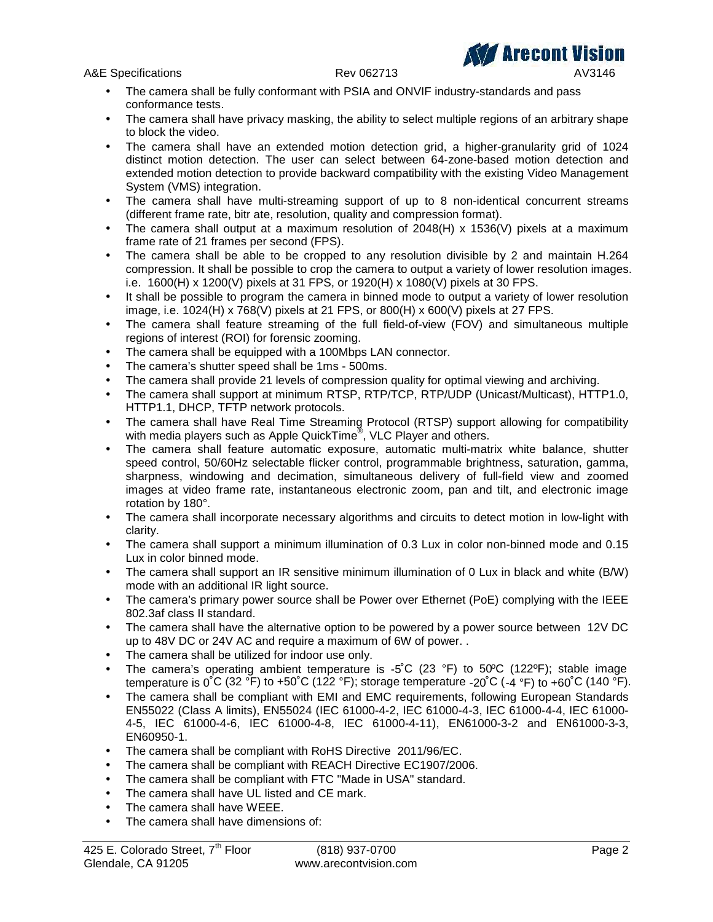- The camera shall be fully conformant with PSIA and ONVIF industry-standards and pass conformance tests.
- The camera shall have privacy masking, the ability to select multiple regions of an arbitrary shape to block the video.
- The camera shall have an extended motion detection grid, a higher-granularity grid of 1024 distinct motion detection. The user can select between 64-zone-based motion detection and extended motion detection to provide backward compatibility with the existing Video Management System (VMS) integration.
- The camera shall have multi-streaming support of up to 8 non-identical concurrent streams (different frame rate, bitr ate, resolution, quality and compression format).
- The camera shall output at a maximum resolution of 2048(H) x 1536(V) pixels at a maximum frame rate of 21 frames per second (FPS).
- The camera shall be able to be cropped to any resolution divisible by 2 and maintain H.264 compression. It shall be possible to crop the camera to output a variety of lower resolution images. i.e. 1600(H) x 1200(V) pixels at 31 FPS, or 1920(H) x 1080(V) pixels at 30 FPS.
- It shall be possible to program the camera in binned mode to output a variety of lower resolution image, i.e. 1024(H) x 768(V) pixels at 21 FPS, or 800(H) x 600(V) pixels at 27 FPS.
- The camera shall feature streaming of the full field-of-view (FOV) and simultaneous multiple regions of interest (ROI) for forensic zooming.
- The camera shall be equipped with a 100Mbps LAN connector.
- The camera's shutter speed shall be 1ms - 500ms.
- The camera shall provide 21 levels of compression quality for optimal viewing and archiving.
- The camera shall support at minimum RTSP, RTP/TCP, RTP/UDP (Unicast/Multicast), HTTP1.0, HTTP1.1, DHCP, TFTP network protocols.
- The camera shall have Real Time Streaming Protocol (RTSP) support allowing for compatibility with media players such as Apple QuickTime®, VLC Player and others.
- The camera shall feature automatic exposure, automatic multi-matrix white balance, shutter speed control, 50/60Hz selectable flicker control, programmable brightness, saturation, gamma, sharpness, windowing and decimation, simultaneous delivery of full-field view and zoomed images at video frame rate, instantaneous electronic zoom, pan and tilt, and electronic image rotation by 180°.
- The camera shall incorporate necessary algorithms and circuits to detect motion in low-light with clarity.
- The camera shall support a minimum illumination of 0.3 Lux in color non-binned mode and 0.15 Lux in color binned mode.
- The camera shall support an IR sensitive minimum illumination of 0 Lux in black and white (B/W) mode with an additional IR light source.
- The camera's primary power source shall be Power over Ethernet (PoE) complying with the IEEE 802.3af class II standard.
- The camera shall have the alternative option to be powered by a power source between 12V DC up to 48V DC or 24V AC and require a maximum of 6W of power. .
- The camera shall be utilized for indoor use only.
- The camera's operating ambient temperature is -5˚C (23 °F) to 50ºC (122ºF); stable image temperature is 0˚C (32 °F) to +50˚C (122 °F); storage temperature -20˚C (-4 °F) to +60˚C (140 °F).
- The camera shall be compliant with EMI and EMC requirements, following European Standards EN55022 (Class A limits), EN55024 (IEC 61000-4-2, IEC 61000-4-3, IEC 61000-4-4, IEC 61000-4-5, IEC 61000-4-6, IEC 61000-4-8, IEC 61000-4-11), EN61000-3-2 and EN61000-3-3, EN60950-1.
- The camera shall be compliant with RoHS Directive 2011/96/EC.
- The camera shall be compliant with REACH Directive EC1907/2006.
- The camera shall be compliant with FTC "Made in USA" standard.
- The camera shall have UL listed and CE mark.
- The camera shall have WEEE.
- The camera shall have dimensions of: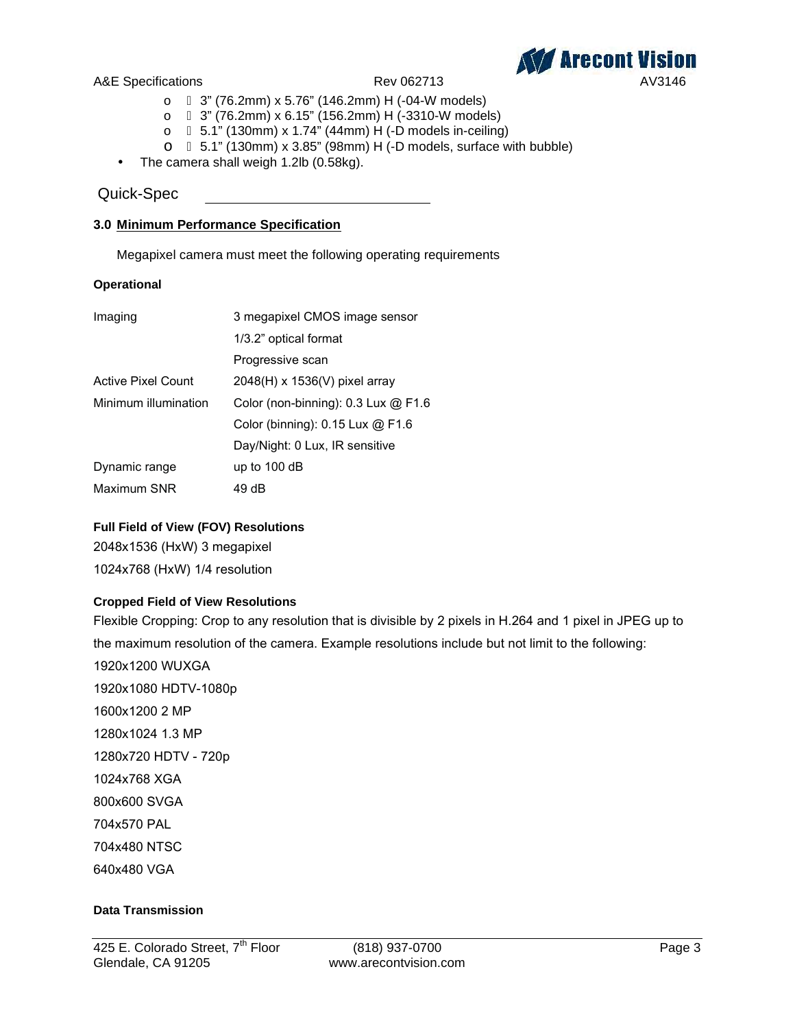- 3" (76.2mm) x 5.76" (146.2mm) H (-04-W models)
- 3" (76.2mm) x 6.15" (156.2mm) H (-3310-W models)
- 5.1" (130mm) x 1.74" (44mm) H (-D models in-ceiling)
- 5.1" (130mm) x 3.85" (98mm) H (-D models, surface with bubble)

- The camera shall weigh 1.2lb (0.58kg).

## Quick-Spec

### 3.0 Minimum Performance Specification

Megapixel camera must meet the following operating requirements

**Operational**

| | |
|---|---|
| Imaging | 3 megapixel CMOS image sensor |
| | 1/3.2" optical format |
| | Progressive scan |
| Active Pixel Count | 2048(H) x 1536(V) pixel array |
| Minimum illumination | Color (non-binning): 0.3 Lux @ F1.6 |
| | Color (binning): 0.15 Lux @ F1.6 |
| | Day/Night: 0 Lux, IR sensitive |
| Dynamic range | up to 100 dB |
| Maximum SNR | 49 dB |

**Full Field of View (FOV) Resolutions**

2048x1536 (HxW) 3 megapixel

1024x768 (HxW) 1/4 resolution

**Cropped Field of View Resolutions**

Flexible Cropping: Crop to any resolution that is divisible by 2 pixels in H.264 and 1 pixel in JPEG up to the maximum resolution of the camera. Example resolutions include but not limit to the following:

1920x1200 WUXGA

1920x1080 HDTV-1080p

1600x1200 2 MP

1280x1024 1.3 MP

1280x720 HDTV - 720p

1024x768 XGA

800x600 SVGA

704x570 PAL

704x480 NTSC

640x480 VGA

**Data Transmission**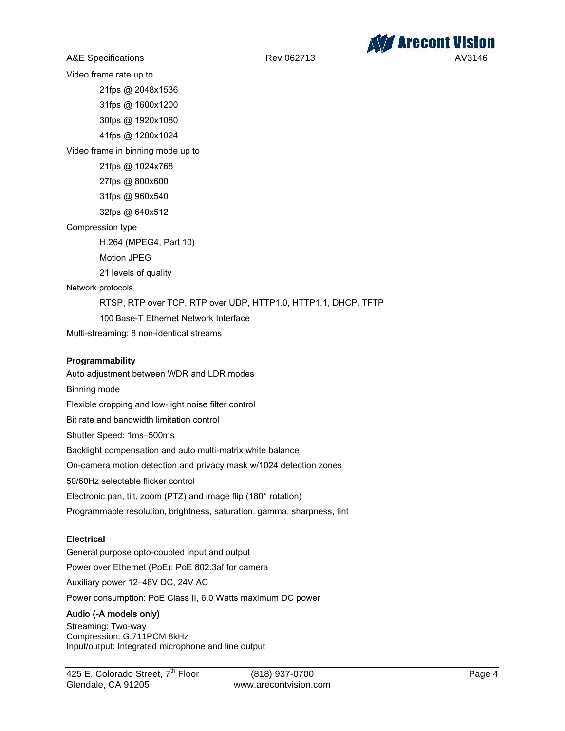Video frame rate up to

- 21fps @ 2048x1536
- 31fps @ 1600x1200
- 30fps @ 1920x1080
- 41fps @ 1280x1024

Video frame in binning mode up to

- 21fps @ 1024x768
- 27fps @ 800x600
- 31fps @ 960x540
- 32fps @ 640x512

Compression type

- H.264 (MPEG4, Part 10)
- Motion JPEG
- 21 levels of quality

Network protocols

- RTSP, RTP over TCP, RTP over UDP, HTTP1.0, HTTP1.1, DHCP, TFTP
- 100 Base-T Ethernet Network Interface

Multi-streaming: 8 non-identical streams

**Programmability**

Auto adjustment between WDR and LDR modes

Binning mode

Flexible cropping and low-light noise filter control

Bit rate and bandwidth limitation control

Shutter Speed: 1ms–500ms

Backlight compensation and auto multi-matrix white balance

On-camera motion detection and privacy mask w/1024 detection zones

50/60Hz selectable flicker control

Electronic pan, tilt, zoom (PTZ) and image flip (180° rotation)

Programmable resolution, brightness, saturation, gamma, sharpness, tint

**Electrical**

General purpose opto-coupled input and output

Power over Ethernet (PoE): PoE 802.3af for camera

Auxiliary power 12–48V DC, 24V AC

Power consumption: PoE Class II, 6.0 Watts maximum DC power

**Audio (-A models only)**

Streaming: Two-way
Compression: G.711PCM 8kHz
Input/output: Integrated microphone and line output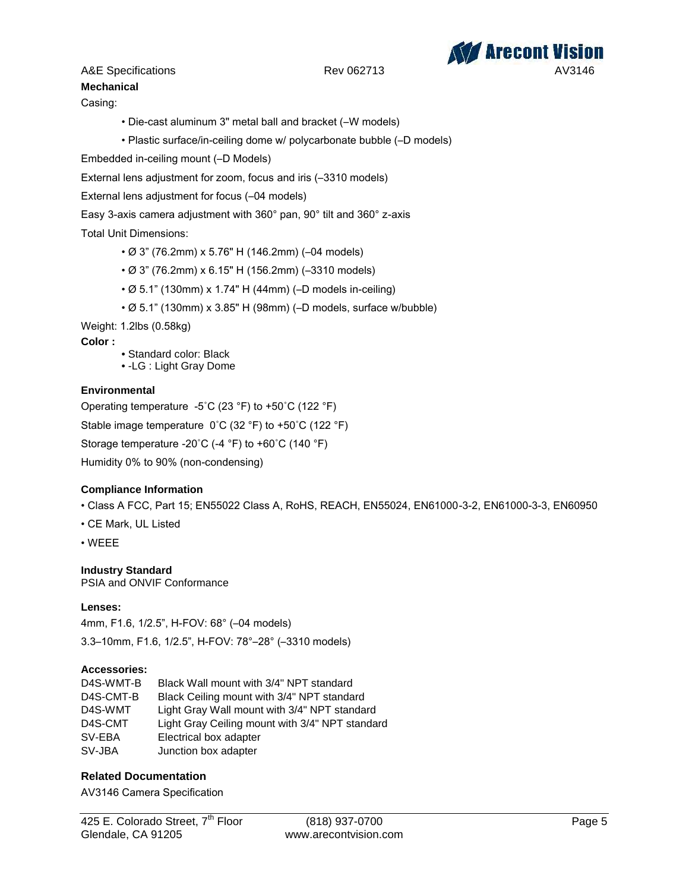**Mechanical**

Casing:

- Die-cast aluminum 3" metal ball and bracket (–W models)
- Plastic surface/in-ceiling dome w/ polycarbonate bubble (–D models)

Embedded in-ceiling mount (–D Models)

External lens adjustment for zoom, focus and iris (–3310 models)

External lens adjustment for focus (–04 models)

Easy 3-axis camera adjustment with 360° pan, 90° tilt and 360° z-axis

Total Unit Dimensions:

- Ø 3" (76.2mm) x 5.76" H (146.2mm) (–04 models)
- Ø 3" (76.2mm) x 6.15" H (156.2mm) (–3310 models)
- Ø 5.1" (130mm) x 1.74" H (44mm) (–D models in-ceiling)
- Ø 5.1" (130mm) x 3.85" H (98mm) (–D models, surface w/bubble)

Weight: 1.2lbs (0.58kg)

**Color :**

- Standard color: Black
- -LG : Light Gray Dome

**Environmental**

Operating temperature -5˚C (23 °F) to +50˚C (122 °F)

Stable image temperature 0˚C (32 °F) to +50˚C (122 °F)

Storage temperature -20˚C (-4 °F) to +60˚C (140 °F)

Humidity 0% to 90% (non-condensing)

**Compliance Information**

- Class A FCC, Part 15; EN55022 Class A, RoHS, REACH, EN55024, EN61000-3-2, EN61000-3-3, EN60950
- CE Mark, UL Listed
- WEEE

**Industry Standard**

PSIA and ONVIF Conformance

**Lenses:**

4mm, F1.6, 1/2.5", H-FOV: 68° (–04 models)

3.3–10mm, F1.6, 1/2.5", H-FOV: 78°–28° (–3310 models)

**Accessories:**

| | |
|---|---|
| D4S-WMT-B | Black Wall mount with 3/4" NPT standard |
| D4S-CMT-B | Black Ceiling mount with 3/4" NPT standard |
| D4S-WMT | Light Gray Wall mount with 3/4" NPT standard |
| D4S-CMT | Light Gray Ceiling mount with 3/4" NPT standard |
| SV-EBA | Electrical box adapter |
| SV-JBA | Junction box adapter |

**Related Documentation**

AV3146 Camera Specification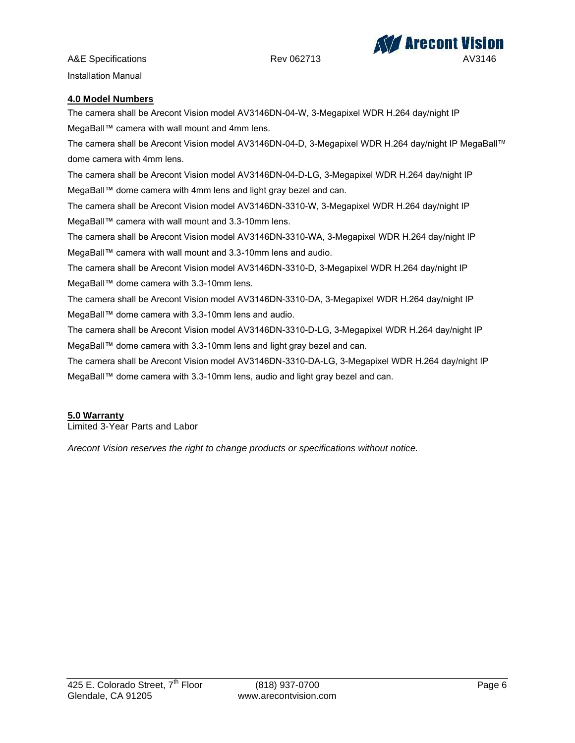## 4.0 Model Numbers

The camera shall be Arecont Vision model AV3146DN-04-W, 3-Megapixel WDR H.264 day/night IP MegaBall™ camera with wall mount and 4mm lens.

The camera shall be Arecont Vision model AV3146DN-04-D, 3-Megapixel WDR H.264 day/night IP MegaBall™ dome camera with 4mm lens.

The camera shall be Arecont Vision model AV3146DN-04-D-LG, 3-Megapixel WDR H.264 day/night IP MegaBall™ dome camera with 4mm lens and light gray bezel and can.

The camera shall be Arecont Vision model AV3146DN-3310-W, 3-Megapixel WDR H.264 day/night IP MegaBall™ camera with wall mount and 3.3-10mm lens.

The camera shall be Arecont Vision model AV3146DN-3310-WA, 3-Megapixel WDR H.264 day/night IP MegaBall™ camera with wall mount and 3.3-10mm lens and audio.

The camera shall be Arecont Vision model AV3146DN-3310-D, 3-Megapixel WDR H.264 day/night IP MegaBall™ dome camera with 3.3-10mm lens.

The camera shall be Arecont Vision model AV3146DN-3310-DA, 3-Megapixel WDR H.264 day/night IP MegaBall™ dome camera with 3.3-10mm lens and audio.

The camera shall be Arecont Vision model AV3146DN-3310-D-LG, 3-Megapixel WDR H.264 day/night IP MegaBall™ dome camera with 3.3-10mm lens and light gray bezel and can.

The camera shall be Arecont Vision model AV3146DN-3310-DA-LG, 3-Megapixel WDR H.264 day/night IP MegaBall™ dome camera with 3.3-10mm lens, audio and light gray bezel and can.

## 5.0 Warranty

Limited 3-Year Parts and Labor

*Arecont Vision reserves the right to change products or specifications without notice.*